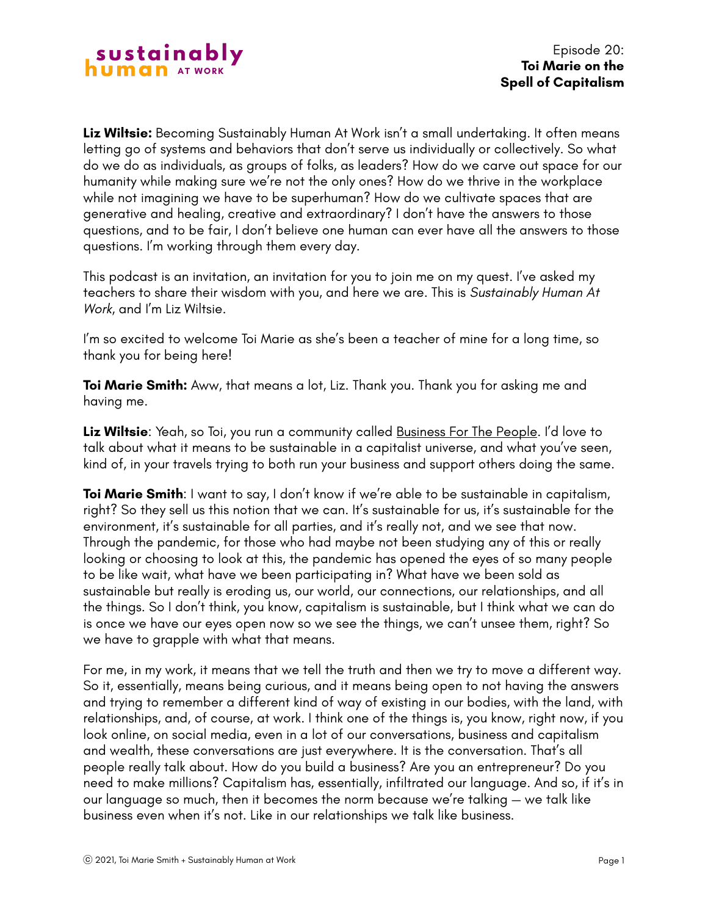**Liz Wiltsie:** Becoming Sustainably Human At Work isn't a small undertaking. It often means letting go of systems and behaviors that don't serve us individually or collectively. So what do we do as individuals, as groups of folks, as leaders? How do we carve out space for our humanity while making sure we're not the only ones? How do we thrive in the workplace while not imagining we have to be superhuman? How do we cultivate spaces that are generative and healing, creative and extraordinary? I don't have the answers to those questions, and to be fair, I don't believe one human can ever have all the answers to those questions. I'm working through them every day.

This podcast is an invitation, an invitation for you to join me on my quest. I've asked my teachers to share their wisdom with you, and here we are. This is *Sustainably Human At Work*, and I'm Liz Wiltsie.

I'm so excited to welcome Toi Marie as she's been a teacher of mine for a long time, so thank you for being here!

**Toi Marie Smith:** Aww, that means a lot, Liz. Thank you. Thank you for asking me and having me.

**Liz Wiltsie**: Yeah, so Toi, you run a community called Business For The People. I'd love to talk about what it means to be sustainable in a capitalist universe, and what you've seen, kind of, in your travels trying to both run your business and support others doing the same.

**Toi Marie Smith**: I want to say, I don't know if we're able to be sustainable in capitalism, right? So they sell us this notion that we can. It's sustainable for us, it's sustainable for the environment, it's sustainable for all parties, and it's really not, and we see that now. Through the pandemic, for those who had maybe not been studying any of this or really looking or choosing to look at this, the pandemic has opened the eyes of so many people to be like wait, what have we been participating in? What have we been sold as sustainable but really is eroding us, our world, our connections, our relationships, and all the things. So I don't think, you know, capitalism is sustainable, but I think what we can do is once we have our eyes open now so we see the things, we can't unsee them, right? So we have to grapple with what that means.

For me, in my work, it means that we tell the truth and then we try to move a different way. So it, essentially, means being curious, and it means being open to not having the answers and trying to remember a different kind of way of existing in our bodies, with the land, with relationships, and, of course, at work. I think one of the things is, you know, right now, if you look online, on social media, even in a lot of our conversations, business and capitalism and wealth, these conversations are just everywhere. It is the conversation. That's all people really talk about. How do you build a business? Are you an entrepreneur? Do you need to make millions? Capitalism has, essentially, infiltrated our language. And so, if it's in our language so much, then it becomes the norm because we're talking — we talk like business even when it's not. Like in our relationships we talk like business.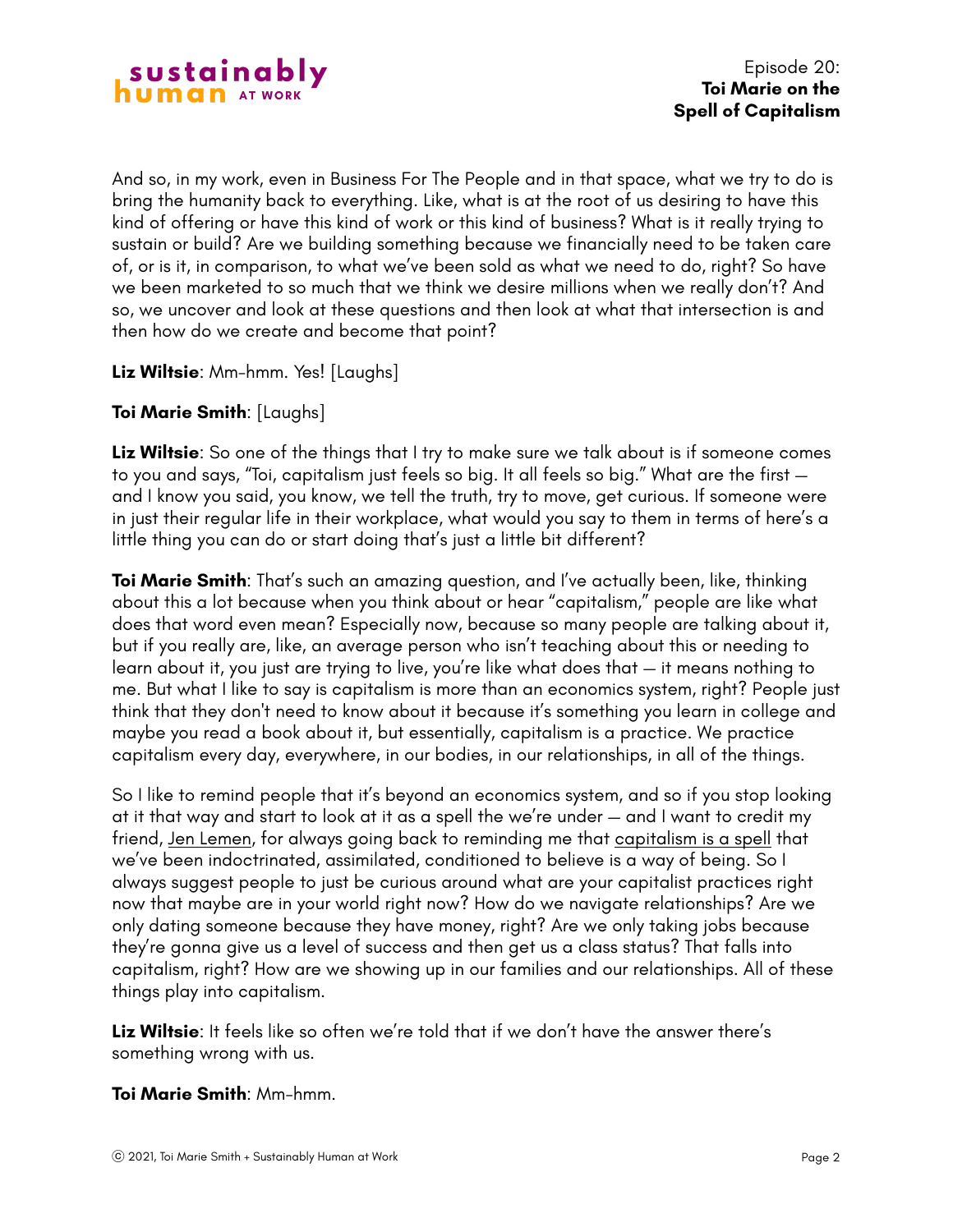And so, in my work, even in Business For The People and in that space, what we try to do is bring the humanity back to everything. Like, what is at the root of us desiring to have this kind of offering or have this kind of work or this kind of business? What is it really trying to sustain or build? Are we building something because we financially need to be taken care of, or is it, in comparison, to what we've been sold as what we need to do, right? So have we been marketed to so much that we think we desire millions when we really don't? And so, we uncover and look at these questions and then look at what that intersection is and then how do we create and become that point?

**Liz Wiltsie**: Mm-hmm. Yes! [Laughs]

**Toi Marie Smith**: [Laughs]

**Liz Wiltsie**: So one of the things that I try to make sure we talk about is if someone comes to you and says, "Toi, capitalism just feels so big. It all feels so big." What are the first — and I know you said, you know, we tell the truth, try to move, get curious. If someone were in just their regular life in their workplace, what would you say to them in terms of here's a little thing you can do or start doing that's just a little bit different?

**Toi Marie Smith**: That's such an amazing question, and I've actually been, like, thinking about this a lot because when you think about or hear "capitalism," people are like what does that word even mean? Especially now, because so many people are talking about it, but if you really are, like, an average person who isn't teaching about this or needing to learn about it, you just are trying to live, you're like what does that — it means nothing to me. But what I like to say is capitalism is more than an economics system, right? People just think that they don't need to know about it because it's something you learn in college and maybe you read a book about it, but essentially, capitalism is a practice. We practice capitalism every day, everywhere, in our bodies, in our relationships, in all of the things.

So I like to remind people that it's beyond an economics system, and so if you stop looking at it that way and start to look at it as a spell the we're under — and I want to credit my friend, Jen Lemen, for always going back to reminding me that capitalism is a spell that we've been indoctrinated, assimilated, conditioned to believe is a way of being. So I always suggest people to just be curious around what are your capitalist practices right now that maybe are in your world right now? How do we navigate relationships? Are we only dating someone because they have money, right? Are we only taking jobs because they're gonna give us a level of success and then get us a class status? That falls into capitalism, right? How are we showing up in our families and our relationships. All of these things play into capitalism.

**Liz Wiltsie**: It feels like so often we're told that if we don't have the answer there's something wrong with us.

**Toi Marie Smith**: Mm-hmm.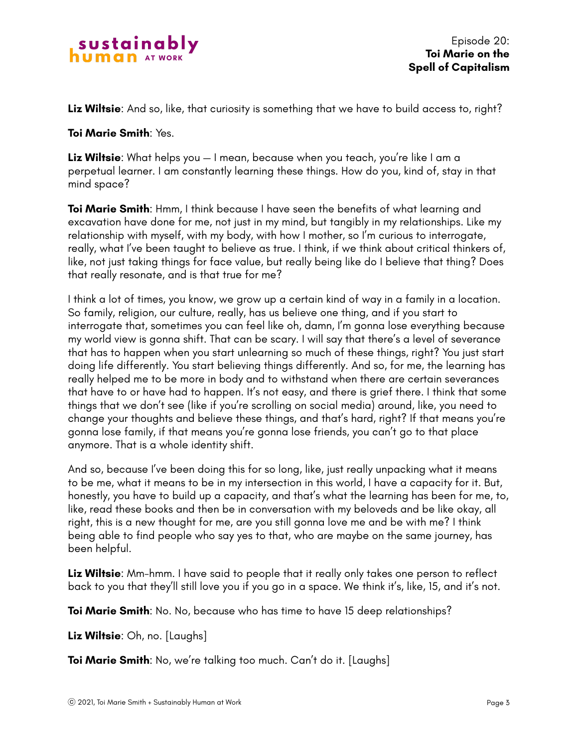**Liz Wiltsie**: And so, like, that curiosity is something that we have to build access to, right?

**Toi Marie Smith**: Yes.

**Liz Wiltsie**: What helps you — I mean, because when you teach, you're like I am a perpetual learner. I am constantly learning these things. How do you, kind of, stay in that mind space?

**Toi Marie Smith**: Hmm, I think because I have seen the benefits of what learning and excavation have done for me, not just in my mind, but tangibly in my relationships. Like my relationship with myself, with my body, with how I mother, so I'm curious to interrogate, really, what I've been taught to believe as true. I think, if we think about critical thinkers of, like, not just taking things for face value, but really being like do I believe that thing? Does that really resonate, and is that true for me?

I think a lot of times, you know, we grow up a certain kind of way in a family in a location. So family, religion, our culture, really, has us believe one thing, and if you start to interrogate that, sometimes you can feel like oh, damn, I'm gonna lose everything because my world view is gonna shift. That can be scary. I will say that there's a level of severance that has to happen when you start unlearning so much of these things, right? You just start doing life differently. You start believing things differently. And so, for me, the learning has really helped me to be more in body and to withstand when there are certain severances that have to or have had to happen. It's not easy, and there is grief there. I think that some things that we don't see (like if you're scrolling on social media) around, like, you need to change your thoughts and believe these things, and that's hard, right? If that means you're gonna lose family, if that means you're gonna lose friends, you can't go to that place anymore. That is a whole identity shift.

And so, because I've been doing this for so long, like, just really unpacking what it means to be me, what it means to be in my intersection in this world, I have a capacity for it. But, honestly, you have to build up a capacity, and that's what the learning has been for me, to, like, read these books and then be in conversation with my beloveds and be like okay, all right, this is a new thought for me, are you still gonna love me and be with me? I think being able to find people who say yes to that, who are maybe on the same journey, has been helpful.

**Liz Wiltsie**: Mm-hmm. I have said to people that it really only takes one person to reflect back to you that they'll still love you if you go in a space. We think it's, like, 15, and it's not.

**Toi Marie Smith**: No. No, because who has time to have 15 deep relationships?

**Liz Wiltsie**: Oh, no. [Laughs]

**Toi Marie Smith**: No, we're talking too much. Can't do it. [Laughs]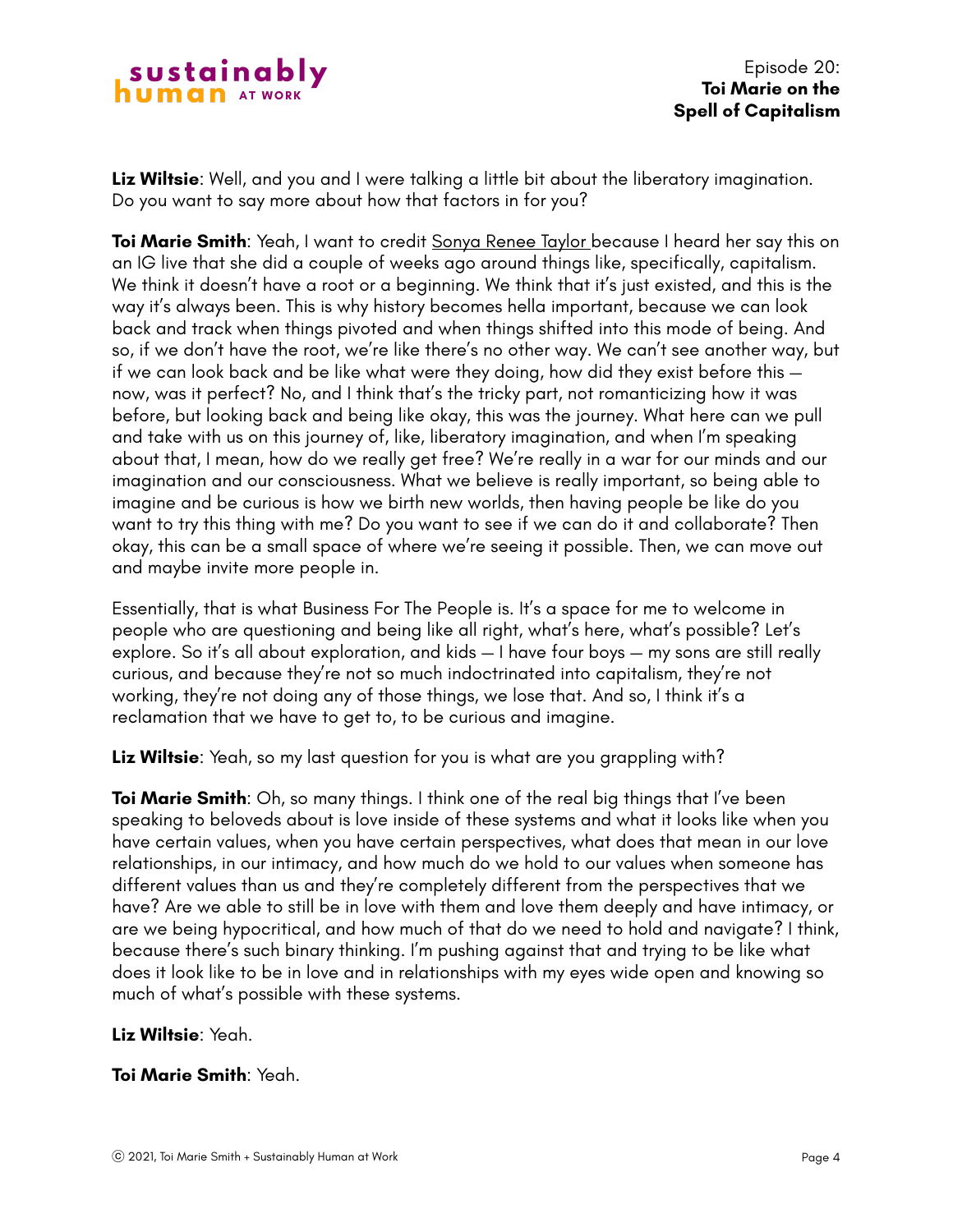**Liz Wiltsie**: Well, and you and I were talking a little bit about the liberatory imagination. Do you want to say more about how that factors in for you?

**Toi Marie Smith**: Yeah, I want to credit Sonya Renee Taylor because I heard her say this on an IG live that she did a couple of weeks ago around things like, specifically, capitalism. We think it doesn't have a root or a beginning. We think that it's just existed, and this is the way it's always been. This is why history becomes hella important, because we can look back and track when things pivoted and when things shifted into this mode of being. And so, if we don't have the root, we're like there's no other way. We can't see another way, but if we can look back and be like what were they doing, how did they exist before this — now, was it perfect? No, and I think that's the tricky part, not romanticizing how it was before, but looking back and being like okay, this was the journey. What here can we pull and take with us on this journey of, like, liberatory imagination, and when I'm speaking about that, I mean, how do we really get free? We're really in a war for our minds and our imagination and our consciousness. What we believe is really important, so being able to imagine and be curious is how we birth new worlds, then having people be like do you want to try this thing with me? Do you want to see if we can do it and collaborate? Then okay, this can be a small space of where we're seeing it possible. Then, we can move out and maybe invite more people in.

Essentially, that is what Business For The People is. It's a space for me to welcome in people who are questioning and being like all right, what's here, what's possible? Let's explore. So it's all about exploration, and kids — I have four boys — my sons are still really curious, and because they're not so much indoctrinated into capitalism, they're not working, they're not doing any of those things, we lose that. And so, I think it's a reclamation that we have to get to, to be curious and imagine.

**Liz Wiltsie**: Yeah, so my last question for you is what are you grappling with?

**Toi Marie Smith**: Oh, so many things. I think one of the real big things that I've been speaking to beloveds about is love inside of these systems and what it looks like when you have certain values, when you have certain perspectives, what does that mean in our love relationships, in our intimacy, and how much do we hold to our values when someone has different values than us and they're completely different from the perspectives that we have? Are we able to still be in love with them and love them deeply and have intimacy, or are we being hypocritical, and how much of that do we need to hold and navigate? I think, because there's such binary thinking. I'm pushing against that and trying to be like what does it look like to be in love and in relationships with my eyes wide open and knowing so much of what's possible with these systems.

**Liz Wiltsie**: Yeah.

**Toi Marie Smith**: Yeah.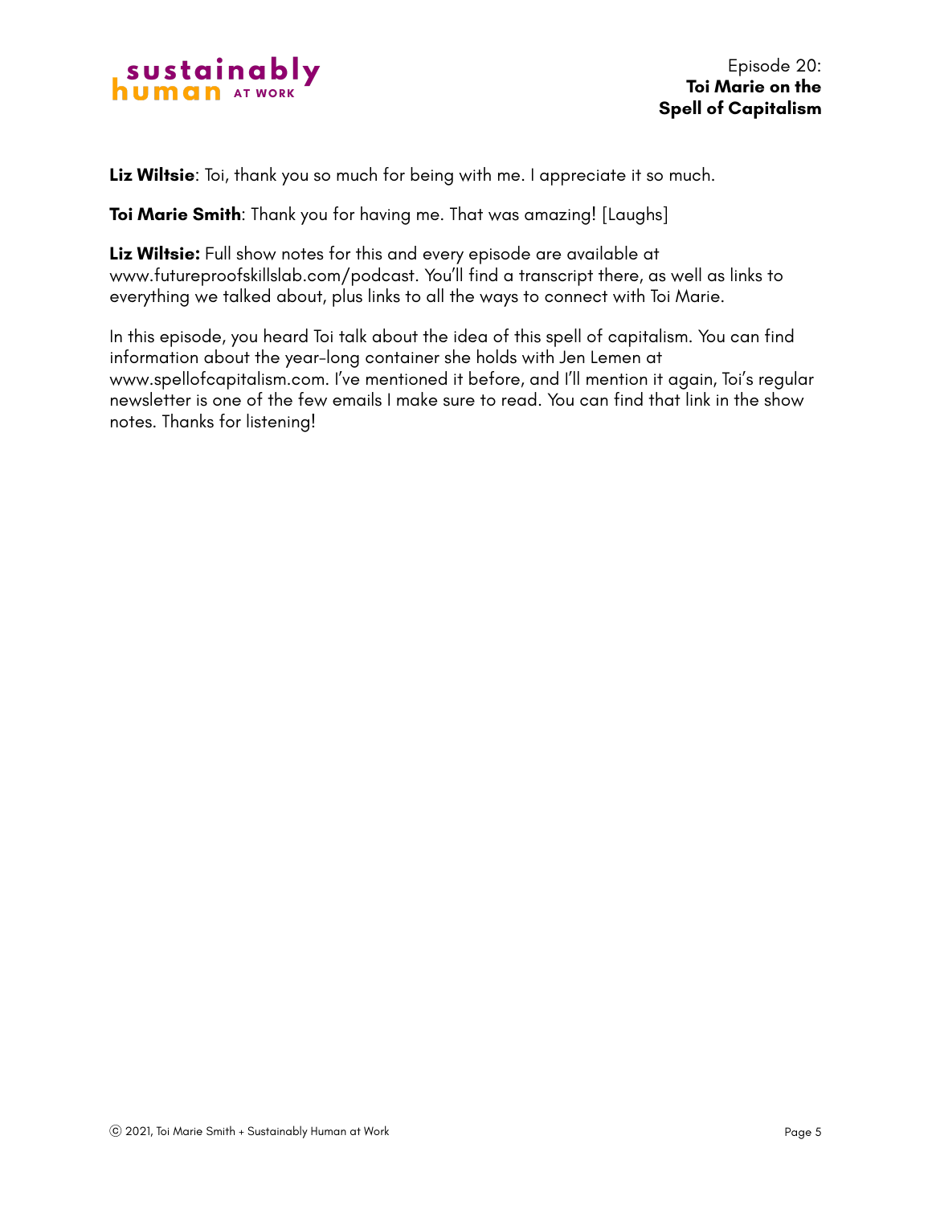**Liz Wiltsie**: Toi, thank you so much for being with me. I appreciate it so much.

**Toi Marie Smith**: Thank you for having me. That was amazing! [Laughs]

**Liz Wiltsie:** Full show notes for this and every episode are available at www.futureproofskillslab.com/podcast. You'll find a transcript there, as well as links to everything we talked about, plus links to all the ways to connect with Toi Marie.

In this episode, you heard Toi talk about the idea of this spell of capitalism. You can find information about the year-long container she holds with Jen Lemen at www.spellofcapitalism.com. I've mentioned it before, and I'll mention it again, Toi's regular newsletter is one of the few emails I make sure to read. You can find that link in the show notes. Thanks for listening!